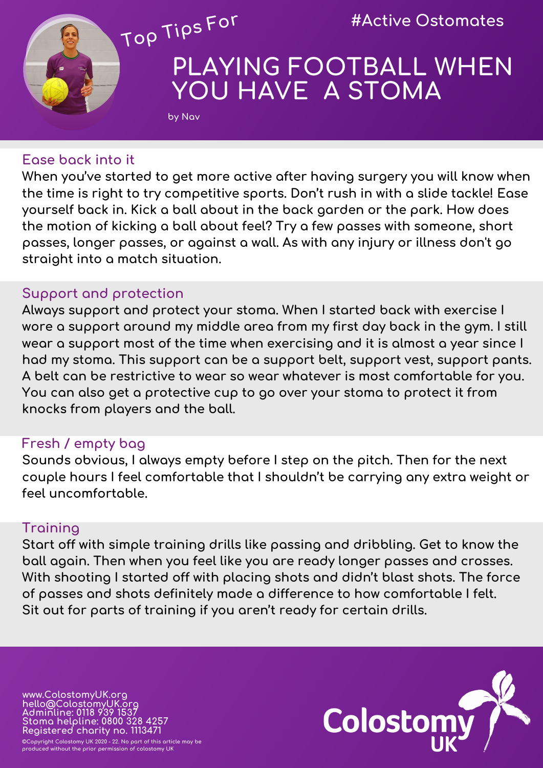#Active Ostomates

Top Tips For

# PLAYING FOOTBALL WHEN YOU HAVE A STOMA

by Nav

## Ease back into it

When you've started to get more active after having surgery you will know when the time is right to try competitive sports. Don't rush in with a slide tackle! Ease yourself back in. Kick a ball about in the back garden or the park. How does the motion of kicking a ball about feel? Try a few passes with someone, short passes, longer passes, or against a wall. As with any injury or illness don't go straight into a match situation.

## Support and protection

Always support and protect your stoma. When I started back with exercise I wore a support around my middle area from my first day back in the gym. I still wear a support most of the time when exercising and it is almost a year since I had my stoma. This support can be a support belt, support vest, support pants. A belt can be restrictive to wear so wear whatever is most comfortable for you. You can also get a protective cup to go over your stoma to protect it from knocks from players and the ball.

## Fresh / empty bag

Sounds obvious, I always empty before I step on the pitch. Then for the next couple hours I feel comfortable that I shouldn't be carrying any extra weight or feel uncomfortable.

## Training

Start off with simple training drills like passing and dribbling. Get to know the ball again. Then when you feel like you are ready longer passes and crosses. With shooting I started off with placing shots and didn't blast shots. The force of passes and shots definitely made a difference to how comfortable I felt. Sit out for parts of training if you aren't ready for certain drills.

www.ColostomyUK.org
hello@ColostomyUK.org
Adminline: 0118 939 1537
Stoma helpline: 0800 328 4257
Registered charity no. 1113471

©Copyright Colostomy UK 2020 - 22. No part of this article may be produced without the prior permission of colostomy UK

Colostomy UK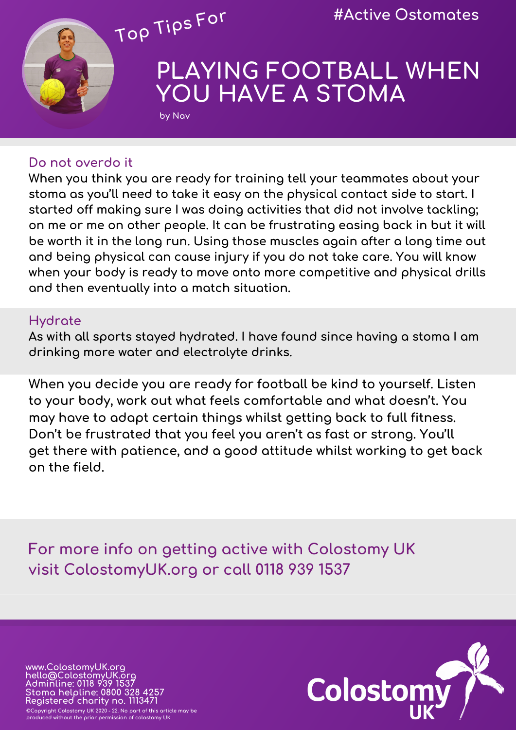Top Tips For

#Active Ostomates

# PLAYING FOOTBALL WHEN YOU HAVE A STOMA

by Nav

## Do not overdo it

When you think you are ready for training tell your teammates about your stoma as you'll need to take it easy on the physical contact side to start. I started off making sure I was doing activities that did not involve tackling; on me or me on other people. It can be frustrating easing back in but it will be worth it in the long run. Using those muscles again after a long time out and being physical can cause injury if you do not take care. You will know when your body is ready to move onto more competitive and physical drills and then eventually into a match situation.

## Hydrate

As with all sports stayed hydrated. I have found since having a stoma I am drinking more water and electrolyte drinks.

When you decide you are ready for football be kind to yourself. Listen to your body, work out what feels comfortable and what doesn't. You may have to adapt certain things whilst getting back to full fitness. Don't be frustrated that you feel you aren't as fast or strong. You'll get there with patience, and a good attitude whilst working to get back on the field.

For more info on getting active with Colostomy UK visit ColostomyUK.org or call 0118 939 1537

www.ColostomyUK.org
hello@ColostomyUK.org
Adminline: 0118 939 1537
Stoma helpline: 0800 328 4257
Registered charity no. 1113471
©Copyright Colostomy UK 2020 - 22. No part of this article may be produced without the prior permission of colostomy UK

Colostomy UK